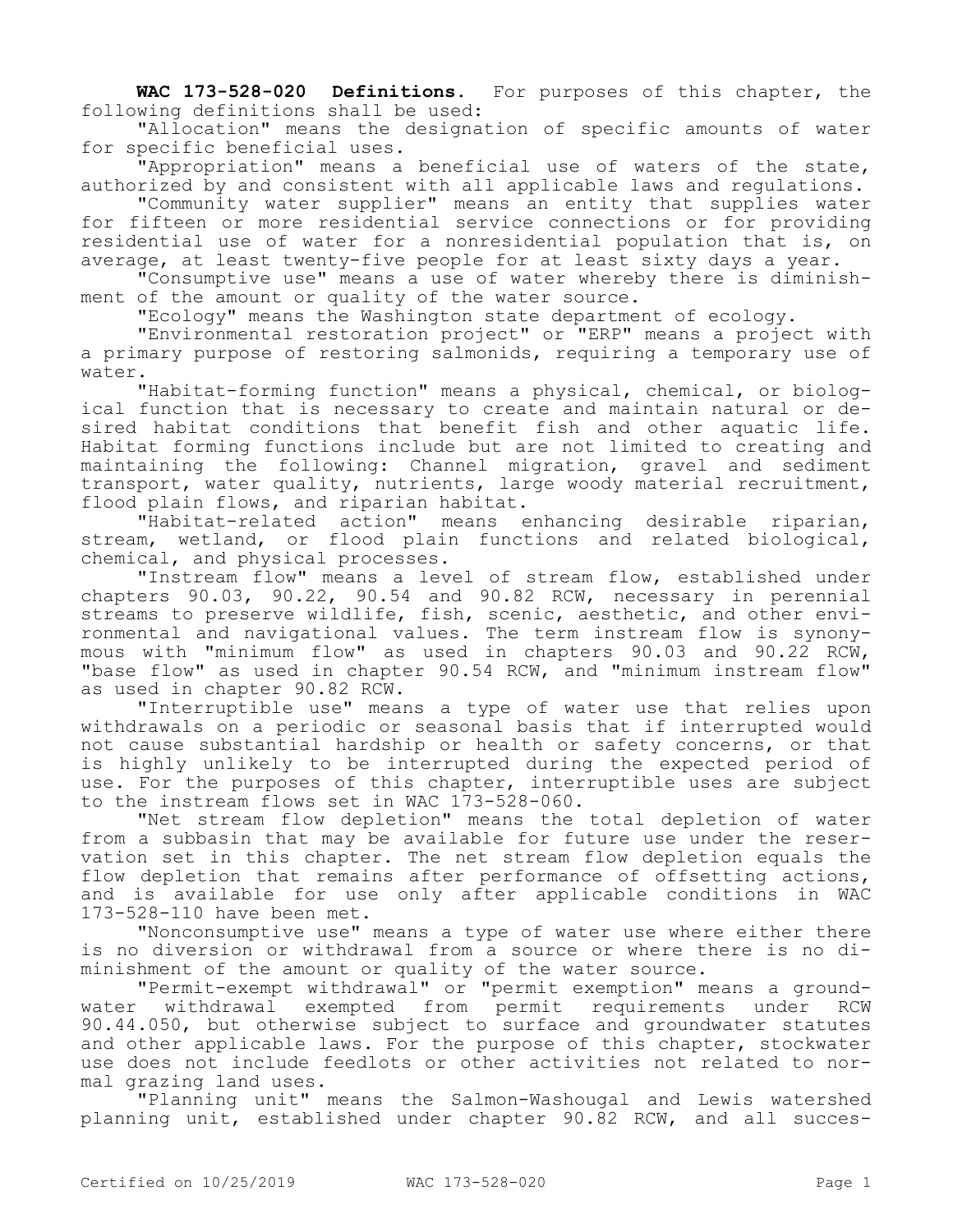**WAC 173-528-020 Definitions.** For purposes of this chapter, the following definitions shall be used:

"Allocation" means the designation of specific amounts of water for specific beneficial uses.

"Appropriation" means a beneficial use of waters of the state, authorized by and consistent with all applicable laws and regulations.

"Community water supplier" means an entity that supplies water for fifteen or more residential service connections or for providing residential use of water for a nonresidential population that is, on average, at least twenty-five people for at least sixty days a year.

"Consumptive use" means a use of water whereby there is diminishment of the amount or quality of the water source.

"Ecology" means the Washington state department of ecology.

"Environmental restoration project" or "ERP" means a project with a primary purpose of restoring salmonids, requiring a temporary use of water.

"Habitat-forming function" means a physical, chemical, or biological function that is necessary to create and maintain natural or desired habitat conditions that benefit fish and other aquatic life. Habitat forming functions include but are not limited to creating and maintaining the following: Channel migration, gravel and sediment transport, water quality, nutrients, large woody material recruitment, flood plain flows, and riparian habitat.

"Habitat-related action" means enhancing desirable riparian, stream, wetland, or flood plain functions and related biological, chemical, and physical processes.

"Instream flow" means a level of stream flow, established under chapters 90.03, 90.22, 90.54 and 90.82 RCW, necessary in perennial streams to preserve wildlife, fish, scenic, aesthetic, and other environmental and navigational values. The term instream flow is synonymous with "minimum flow" as used in chapters 90.03 and 90.22 RCW, "base flow" as used in chapter 90.54 RCW, and "minimum instream flow" as used in chapter 90.82 RCW.

"Interruptible use" means a type of water use that relies upon withdrawals on a periodic or seasonal basis that if interrupted would not cause substantial hardship or health or safety concerns, or that is highly unlikely to be interrupted during the expected period of use. For the purposes of this chapter, interruptible uses are subject to the instream flows set in WAC 173-528-060.

"Net stream flow depletion" means the total depletion of water from a subbasin that may be available for future use under the reservation set in this chapter. The net stream flow depletion equals the flow depletion that remains after performance of offsetting actions, and is available for use only after applicable conditions in WAC 173-528-110 have been met.

"Nonconsumptive use" means a type of water use where either there is no diversion or withdrawal from a source or where there is no diminishment of the amount or quality of the water source.

"Permit-exempt withdrawal" or "permit exemption" means a groundwater withdrawal exempted from permit requirements under RCW 90.44.050, but otherwise subject to surface and groundwater statutes and other applicable laws. For the purpose of this chapter, stockwater use does not include feedlots or other activities not related to normal grazing land uses.

"Planning unit" means the Salmon-Washougal and Lewis watershed planning unit, established under chapter 90.82 RCW, and all succes-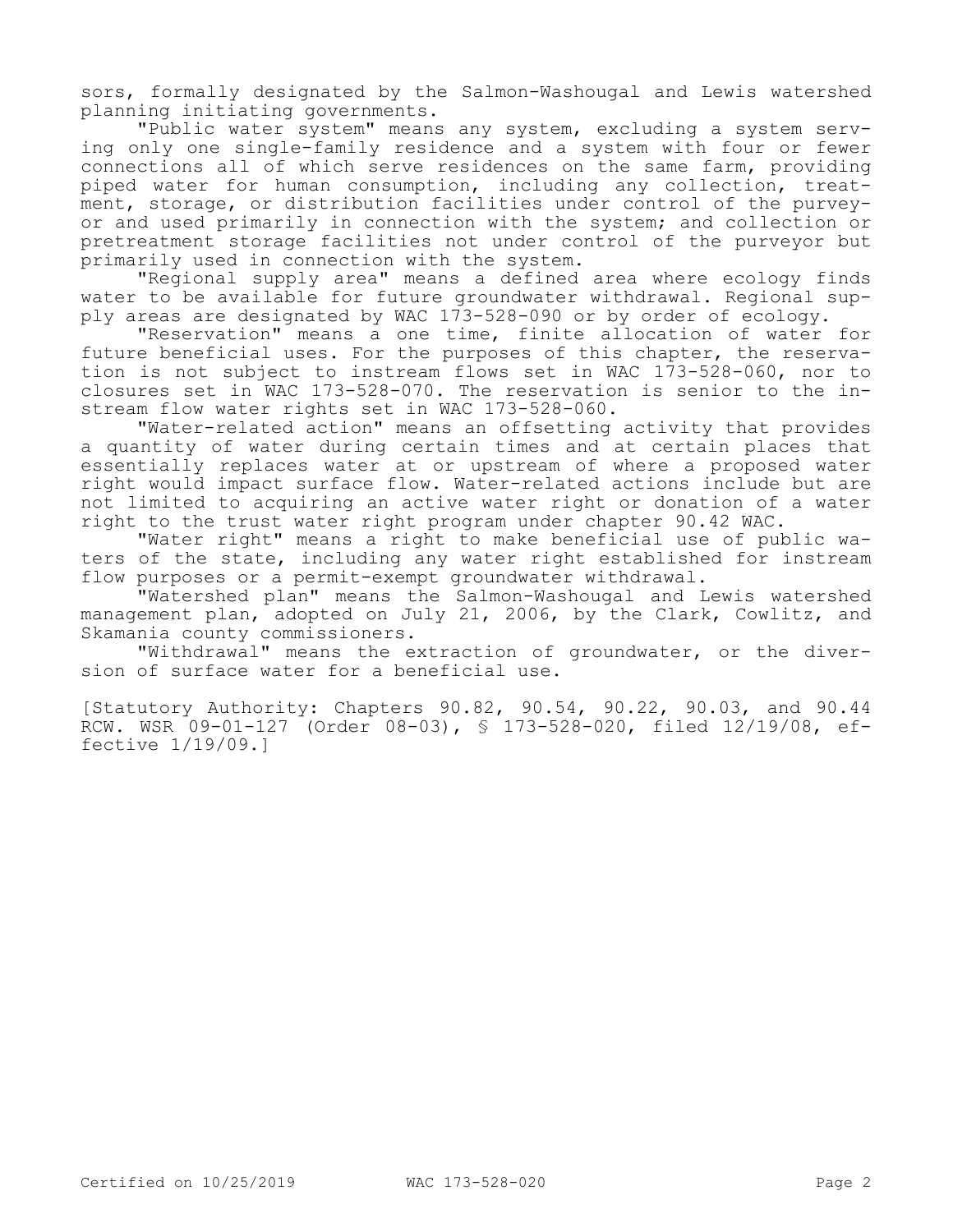sors, formally designated by the Salmon-Washougal and Lewis watershed planning initiating governments.

"Public water system" means any system, excluding a system serving only one single-family residence and a system with four or fewer connections all of which serve residences on the same farm, providing piped water for human consumption, including any collection, treatment, storage, or distribution facilities under control of the purveyor and used primarily in connection with the system; and collection or pretreatment storage facilities not under control of the purveyor but primarily used in connection with the system.

"Regional supply area" means a defined area where ecology finds water to be available for future groundwater withdrawal. Regional supply areas are designated by WAC 173-528-090 or by order of ecology.

"Reservation" means a one time, finite allocation of water for future beneficial uses. For the purposes of this chapter, the reservation is not subject to instream flows set in WAC 173-528-060, nor to closures set in WAC 173-528-070. The reservation is senior to the instream flow water rights set in WAC 173-528-060.

"Water-related action" means an offsetting activity that provides a quantity of water during certain times and at certain places that essentially replaces water at or upstream of where a proposed water right would impact surface flow. Water-related actions include but are not limited to acquiring an active water right or donation of a water right to the trust water right program under chapter 90.42 WAC.

"Water right" means a right to make beneficial use of public waters of the state, including any water right established for instream flow purposes or a permit-exempt groundwater withdrawal.

"Watershed plan" means the Salmon-Washougal and Lewis watershed management plan, adopted on July 21, 2006, by the Clark, Cowlitz, and Skamania county commissioners.

"Withdrawal" means the extraction of groundwater, or the diversion of surface water for a beneficial use.

[Statutory Authority: Chapters 90.82, 90.54, 90.22, 90.03, and 90.44 RCW. WSR 09-01-127 (Order 08-03), § 173-528-020, filed 12/19/08, effective 1/19/09.]